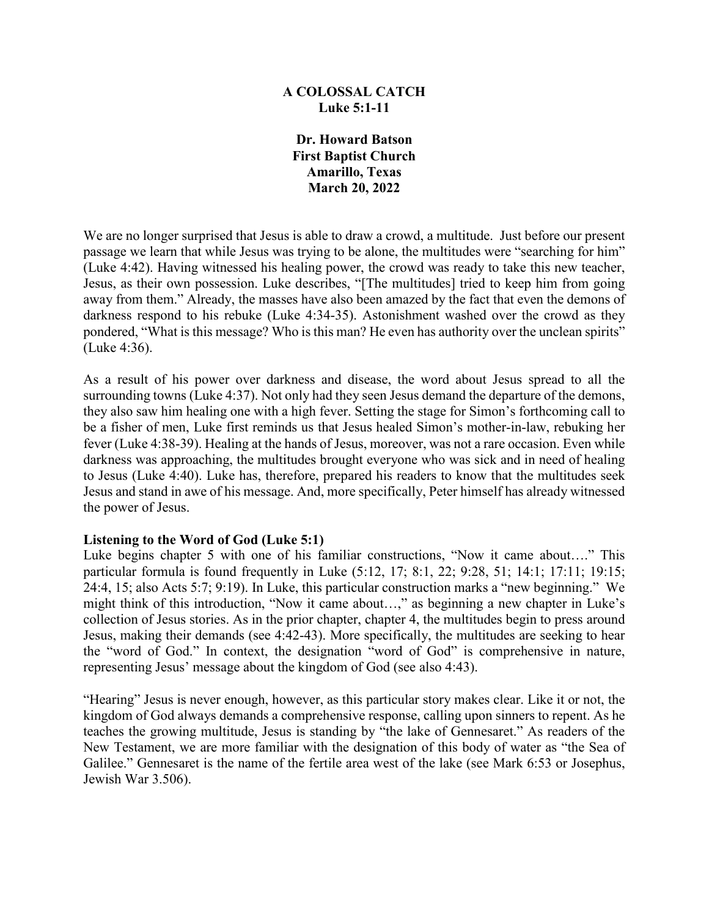# A COLOSSAL CATCH
## Luke 5:1-11

**Dr. Howard Batson**
**First Baptist Church**
**Amarillo, Texas**
**March 20, 2022**

We are no longer surprised that Jesus is able to draw a crowd, a multitude. Just before our present passage we learn that while Jesus was trying to be alone, the multitudes were "searching for him" (Luke 4:42). Having witnessed his healing power, the crowd was ready to take this new teacher, Jesus, as their own possession. Luke describes, "[The multitudes] tried to keep him from going away from them." Already, the masses have also been amazed by the fact that even the demons of darkness respond to his rebuke (Luke 4:34-35). Astonishment washed over the crowd as they pondered, "What is this message? Who is this man? He even has authority over the unclean spirits" (Luke 4:36).

As a result of his power over darkness and disease, the word about Jesus spread to all the surrounding towns (Luke 4:37). Not only had they seen Jesus demand the departure of the demons, they also saw him healing one with a high fever. Setting the stage for Simon's forthcoming call to be a fisher of men, Luke first reminds us that Jesus healed Simon's mother-in-law, rebuking her fever (Luke 4:38-39). Healing at the hands of Jesus, moreover, was not a rare occasion. Even while darkness was approaching, the multitudes brought everyone who was sick and in need of healing to Jesus (Luke 4:40). Luke has, therefore, prepared his readers to know that the multitudes seek Jesus and stand in awe of his message. And, more specifically, Peter himself has already witnessed the power of Jesus.

**Listening to the Word of God (Luke 5:1)**

Luke begins chapter 5 with one of his familiar constructions, "Now it came about…." This particular formula is found frequently in Luke (5:12, 17; 8:1, 22; 9:28, 51; 14:1; 17:11; 19:15; 24:4, 15; also Acts 5:7; 9:19). In Luke, this particular construction marks a "new beginning." We might think of this introduction, "Now it came about…," as beginning a new chapter in Luke's collection of Jesus stories. As in the prior chapter, chapter 4, the multitudes begin to press around Jesus, making their demands (see 4:42-43). More specifically, the multitudes are seeking to hear the "word of God." In context, the designation "word of God" is comprehensive in nature, representing Jesus' message about the kingdom of God (see also 4:43).

"Hearing" Jesus is never enough, however, as this particular story makes clear. Like it or not, the kingdom of God always demands a comprehensive response, calling upon sinners to repent. As he teaches the growing multitude, Jesus is standing by "the lake of Gennesaret." As readers of the New Testament, we are more familiar with the designation of this body of water as "the Sea of Galilee." Gennesaret is the name of the fertile area west of the lake (see Mark 6:53 or Josephus, Jewish War 3.506).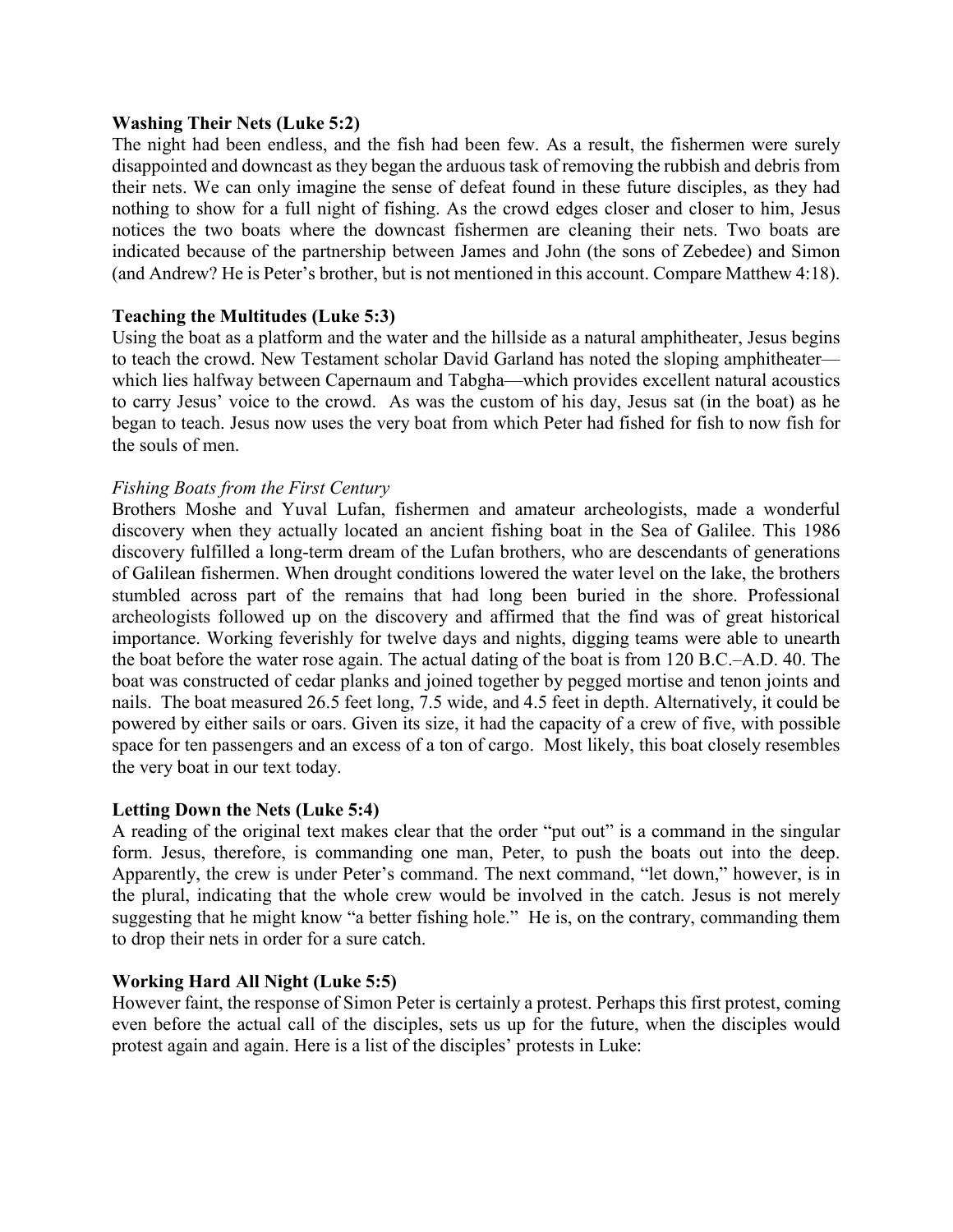**Washing Their Nets (Luke 5:2)**

The night had been endless, and the fish had been few. As a result, the fishermen were surely disappointed and downcast as they began the arduous task of removing the rubbish and debris from their nets. We can only imagine the sense of defeat found in these future disciples, as they had nothing to show for a full night of fishing. As the crowd edges closer and closer to him, Jesus notices the two boats where the downcast fishermen are cleaning their nets. Two boats are indicated because of the partnership between James and John (the sons of Zebedee) and Simon (and Andrew? He is Peter's brother, but is not mentioned in this account. Compare Matthew 4:18).

**Teaching the Multitudes (Luke 5:3)**

Using the boat as a platform and the water and the hillside as a natural amphitheater, Jesus begins to teach the crowd. New Testament scholar David Garland has noted the sloping amphitheater—which lies halfway between Capernaum and Tabgha—which provides excellent natural acoustics to carry Jesus' voice to the crowd. As was the custom of his day, Jesus sat (in the boat) as he began to teach. Jesus now uses the very boat from which Peter had fished for fish to now fish for the souls of men.

*Fishing Boats from the First Century*

Brothers Moshe and Yuval Lufan, fishermen and amateur archeologists, made a wonderful discovery when they actually located an ancient fishing boat in the Sea of Galilee. This 1986 discovery fulfilled a long-term dream of the Lufan brothers, who are descendants of generations of Galilean fishermen. When drought conditions lowered the water level on the lake, the brothers stumbled across part of the remains that had long been buried in the shore. Professional archeologists followed up on the discovery and affirmed that the find was of great historical importance. Working feverishly for twelve days and nights, digging teams were able to unearth the boat before the water rose again. The actual dating of the boat is from 120 B.C.–A.D. 40. The boat was constructed of cedar planks and joined together by pegged mortise and tenon joints and nails. The boat measured 26.5 feet long, 7.5 wide, and 4.5 feet in depth. Alternatively, it could be powered by either sails or oars. Given its size, it had the capacity of a crew of five, with possible space for ten passengers and an excess of a ton of cargo. Most likely, this boat closely resembles the very boat in our text today.

**Letting Down the Nets (Luke 5:4)**

A reading of the original text makes clear that the order "put out" is a command in the singular form. Jesus, therefore, is commanding one man, Peter, to push the boats out into the deep. Apparently, the crew is under Peter's command. The next command, "let down," however, is in the plural, indicating that the whole crew would be involved in the catch. Jesus is not merely suggesting that he might know "a better fishing hole." He is, on the contrary, commanding them to drop their nets in order for a sure catch.

**Working Hard All Night (Luke 5:5)**

However faint, the response of Simon Peter is certainly a protest. Perhaps this first protest, coming even before the actual call of the disciples, sets us up for the future, when the disciples would protest again and again. Here is a list of the disciples' protests in Luke: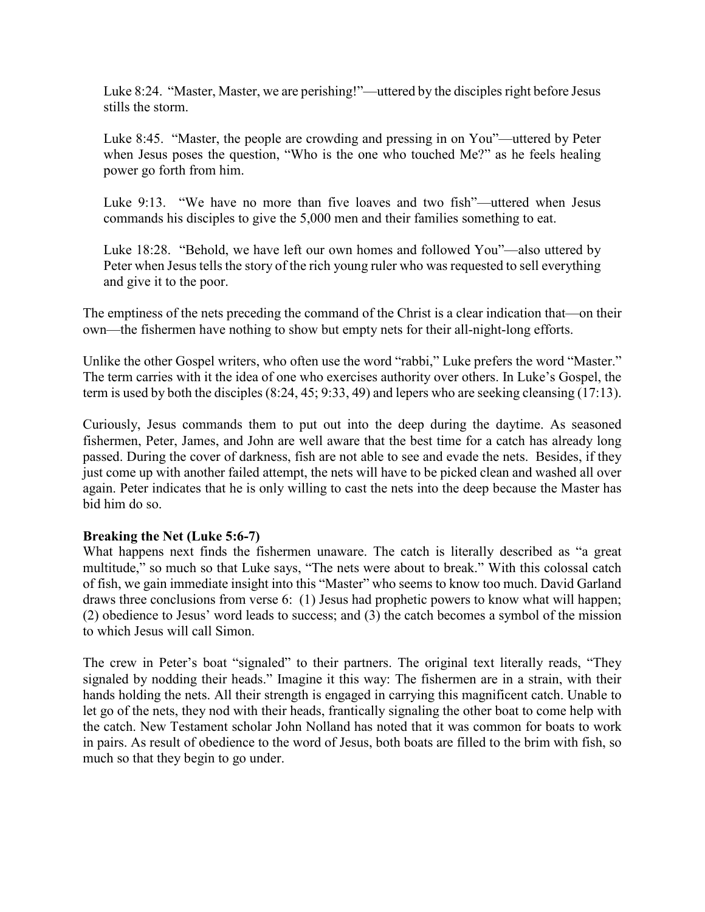Luke 8:24. "Master, Master, we are perishing!"—uttered by the disciples right before Jesus stills the storm.

Luke 8:45. "Master, the people are crowding and pressing in on You"—uttered by Peter when Jesus poses the question, "Who is the one who touched Me?" as he feels healing power go forth from him.

Luke 9:13. "We have no more than five loaves and two fish"—uttered when Jesus commands his disciples to give the 5,000 men and their families something to eat.

Luke 18:28. "Behold, we have left our own homes and followed You"—also uttered by Peter when Jesus tells the story of the rich young ruler who was requested to sell everything and give it to the poor.

The emptiness of the nets preceding the command of the Christ is a clear indication that—on their own—the fishermen have nothing to show but empty nets for their all-night-long efforts.

Unlike the other Gospel writers, who often use the word "rabbi," Luke prefers the word "Master." The term carries with it the idea of one who exercises authority over others. In Luke's Gospel, the term is used by both the disciples (8:24, 45; 9:33, 49) and lepers who are seeking cleansing (17:13).

Curiously, Jesus commands them to put out into the deep during the daytime. As seasoned fishermen, Peter, James, and John are well aware that the best time for a catch has already long passed. During the cover of darkness, fish are not able to see and evade the nets. Besides, if they just come up with another failed attempt, the nets will have to be picked clean and washed all over again. Peter indicates that he is only willing to cast the nets into the deep because the Master has bid him do so.

**Breaking the Net (Luke 5:6-7)**

What happens next finds the fishermen unaware. The catch is literally described as "a great multitude," so much so that Luke says, "The nets were about to break." With this colossal catch of fish, we gain immediate insight into this "Master" who seems to know too much. David Garland draws three conclusions from verse 6: (1) Jesus had prophetic powers to know what will happen; (2) obedience to Jesus' word leads to success; and (3) the catch becomes a symbol of the mission to which Jesus will call Simon.

The crew in Peter's boat "signaled" to their partners. The original text literally reads, "They signaled by nodding their heads." Imagine it this way: The fishermen are in a strain, with their hands holding the nets. All their strength is engaged in carrying this magnificent catch. Unable to let go of the nets, they nod with their heads, frantically signaling the other boat to come help with the catch. New Testament scholar John Nolland has noted that it was common for boats to work in pairs. As result of obedience to the word of Jesus, both boats are filled to the brim with fish, so much so that they begin to go under.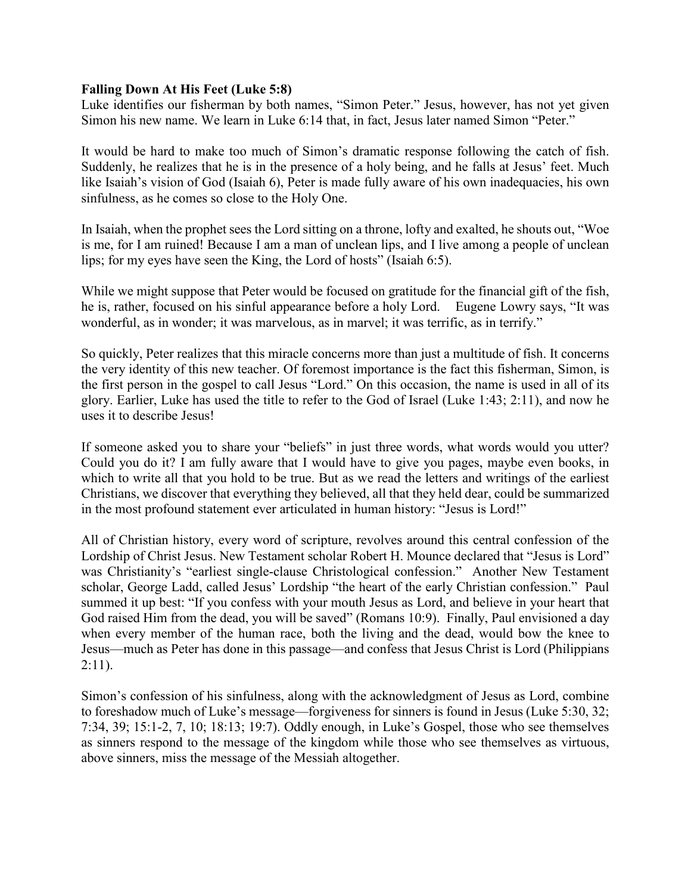**Falling Down At His Feet (Luke 5:8)**

Luke identifies our fisherman by both names, "Simon Peter." Jesus, however, has not yet given Simon his new name. We learn in Luke 6:14 that, in fact, Jesus later named Simon "Peter."

It would be hard to make too much of Simon's dramatic response following the catch of fish. Suddenly, he realizes that he is in the presence of a holy being, and he falls at Jesus' feet. Much like Isaiah's vision of God (Isaiah 6), Peter is made fully aware of his own inadequacies, his own sinfulness, as he comes so close to the Holy One.

In Isaiah, when the prophet sees the Lord sitting on a throne, lofty and exalted, he shouts out, "Woe is me, for I am ruined! Because I am a man of unclean lips, and I live among a people of unclean lips; for my eyes have seen the King, the Lord of hosts" (Isaiah 6:5).

While we might suppose that Peter would be focused on gratitude for the financial gift of the fish, he is, rather, focused on his sinful appearance before a holy Lord. Eugene Lowry says, "It was wonderful, as in wonder; it was marvelous, as in marvel; it was terrific, as in terrify."

So quickly, Peter realizes that this miracle concerns more than just a multitude of fish. It concerns the very identity of this new teacher. Of foremost importance is the fact this fisherman, Simon, is the first person in the gospel to call Jesus "Lord." On this occasion, the name is used in all of its glory. Earlier, Luke has used the title to refer to the God of Israel (Luke 1:43; 2:11), and now he uses it to describe Jesus!

If someone asked you to share your "beliefs" in just three words, what words would you utter? Could you do it? I am fully aware that I would have to give you pages, maybe even books, in which to write all that you hold to be true. But as we read the letters and writings of the earliest Christians, we discover that everything they believed, all that they held dear, could be summarized in the most profound statement ever articulated in human history: "Jesus is Lord!"

All of Christian history, every word of scripture, revolves around this central confession of the Lordship of Christ Jesus. New Testament scholar Robert H. Mounce declared that "Jesus is Lord" was Christianity's "earliest single-clause Christological confession." Another New Testament scholar, George Ladd, called Jesus' Lordship "the heart of the early Christian confession." Paul summed it up best: "If you confess with your mouth Jesus as Lord, and believe in your heart that God raised Him from the dead, you will be saved" (Romans 10:9). Finally, Paul envisioned a day when every member of the human race, both the living and the dead, would bow the knee to Jesus—much as Peter has done in this passage—and confess that Jesus Christ is Lord (Philippians 2:11).

Simon's confession of his sinfulness, along with the acknowledgment of Jesus as Lord, combine to foreshadow much of Luke's message—forgiveness for sinners is found in Jesus (Luke 5:30, 32; 7:34, 39; 15:1-2, 7, 10; 18:13; 19:7). Oddly enough, in Luke's Gospel, those who see themselves as sinners respond to the message of the kingdom while those who see themselves as virtuous, above sinners, miss the message of the Messiah altogether.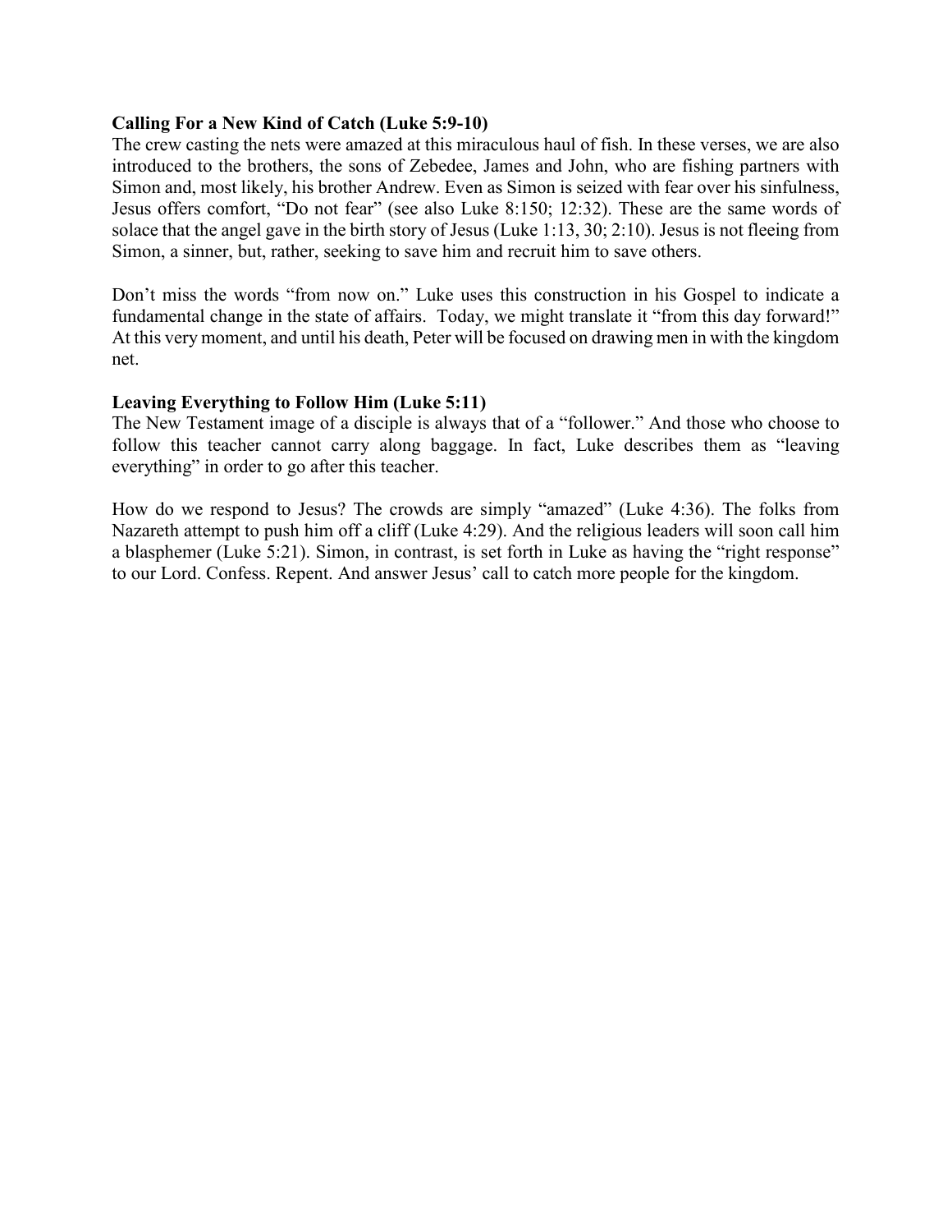**Calling For a New Kind of Catch (Luke 5:9-10)**

The crew casting the nets were amazed at this miraculous haul of fish. In these verses, we are also introduced to the brothers, the sons of Zebedee, James and John, who are fishing partners with Simon and, most likely, his brother Andrew. Even as Simon is seized with fear over his sinfulness, Jesus offers comfort, "Do not fear" (see also Luke 8:150; 12:32). These are the same words of solace that the angel gave in the birth story of Jesus (Luke 1:13, 30; 2:10). Jesus is not fleeing from Simon, a sinner, but, rather, seeking to save him and recruit him to save others.

Don't miss the words "from now on." Luke uses this construction in his Gospel to indicate a fundamental change in the state of affairs. Today, we might translate it "from this day forward!" At this very moment, and until his death, Peter will be focused on drawing men in with the kingdom net.

**Leaving Everything to Follow Him (Luke 5:11)**

The New Testament image of a disciple is always that of a "follower." And those who choose to follow this teacher cannot carry along baggage. In fact, Luke describes them as "leaving everything" in order to go after this teacher.

How do we respond to Jesus? The crowds are simply "amazed" (Luke 4:36). The folks from Nazareth attempt to push him off a cliff (Luke 4:29). And the religious leaders will soon call him a blasphemer (Luke 5:21). Simon, in contrast, is set forth in Luke as having the "right response" to our Lord. Confess. Repent. And answer Jesus' call to catch more people for the kingdom.